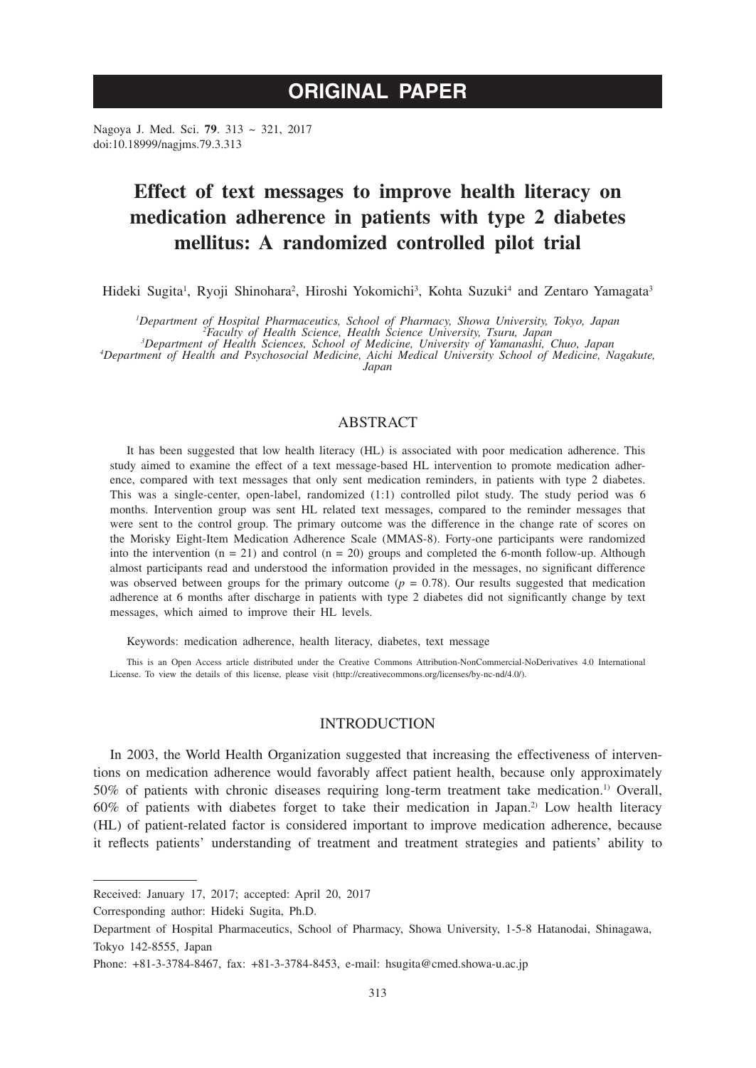ORIGINAL PAPER

Nagoya J. Med. Sci. **79**. 313 ~ 321, 2017
doi:10.18999/nagjms.79.3.313

# Effect of text messages to improve health literacy on medication adherence in patients with type 2 diabetes mellitus: A randomized controlled pilot trial

Hideki Sugita[1], Ryoji Shinohara[2], Hiroshi Yokomichi[3], Kohta Suzuki[4] and Zentaro Yamagata[3]

*[1]Department of Hospital Pharmaceutics, School of Pharmacy, Showa University, Tokyo, Japan*
*[2]Faculty of Health Science, Health Science University, Tsuru, Japan*
*[3]Department of Health Sciences, School of Medicine, University of Yamanashi, Chuo, Japan*
*[4]Department of Health and Psychosocial Medicine, Aichi Medical University School of Medicine, Nagakute, Japan*

## ABSTRACT

It has been suggested that low health literacy (HL) is associated with poor medication adherence. This study aimed to examine the effect of a text message-based HL intervention to promote medication adherence, compared with text messages that only sent medication reminders, in patients with type 2 diabetes. This was a single-center, open-label, randomized (1:1) controlled pilot study. The study period was 6 months. Intervention group was sent HL related text messages, compared to the reminder messages that were sent to the control group. The primary outcome was the difference in the change rate of scores on the Morisky Eight-Item Medication Adherence Scale (MMAS-8). Forty-one participants were randomized into the intervention (n = 21) and control (n = 20) groups and completed the 6-month follow-up. Although almost participants read and understood the information provided in the messages, no significant difference was observed between groups for the primary outcome ($p = 0.78$). Our results suggested that medication adherence at 6 months after discharge in patients with type 2 diabetes did not significantly change by text messages, which aimed to improve their HL levels.

Keywords: medication adherence, health literacy, diabetes, text message

This is an Open Access article distributed under the Creative Commons Attribution-NonCommercial-NoDerivatives 4.0 International License. To view the details of this license, please visit (http://creativecommons.org/licenses/by-nc-nd/4.0/).

## INTRODUCTION

In 2003, the World Health Organization suggested that increasing the effectiveness of interventions on medication adherence would favorably affect patient health, because only approximately 50% of patients with chronic diseases requiring long-term treatment take medication.[1] Overall, 60% of patients with diabetes forget to take their medication in Japan.[2] Low health literacy (HL) of patient-related factor is considered important to improve medication adherence, because it reflects patients' understanding of treatment and treatment strategies and patients' ability to

---

Received: January 17, 2017; accepted: April 20, 2017

Corresponding author: Hideki Sugita, Ph.D.

Department of Hospital Pharmaceutics, School of Pharmacy, Showa University, 1-5-8 Hatanodai, Shinagawa, Tokyo 142-8555, Japan

Phone: +81-3-3784-8467, fax: +81-3-3784-8453, e-mail: hsugita@cmed.showa-u.ac.jp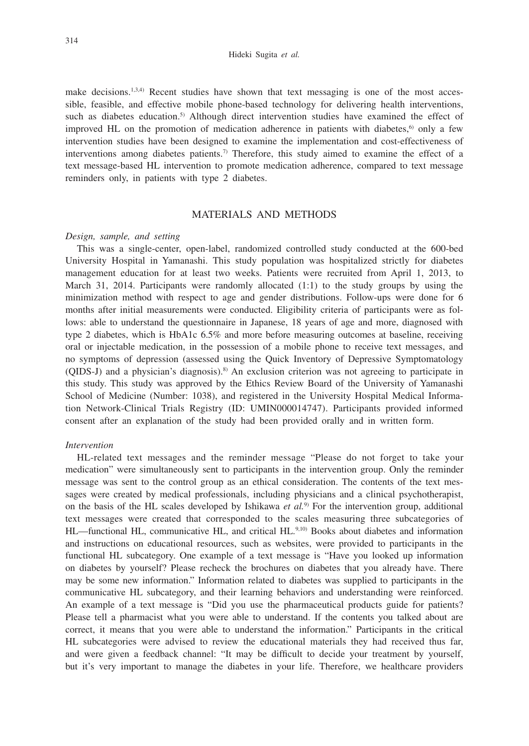make decisions.[1,3,4] Recent studies have shown that text messaging is one of the most accessible, feasible, and effective mobile phone-based technology for delivering health interventions, such as diabetes education.[5] Although direct intervention studies have examined the effect of improved HL on the promotion of medication adherence in patients with diabetes,[6] only a few intervention studies have been designed to examine the implementation and cost-effectiveness of interventions among diabetes patients.[7] Therefore, this study aimed to examine the effect of a text message-based HL intervention to promote medication adherence, compared to text message reminders only, in patients with type 2 diabetes.

## MATERIALS AND METHODS

### *Design, sample, and setting*

This was a single-center, open-label, randomized controlled study conducted at the 600-bed University Hospital in Yamanashi. This study population was hospitalized strictly for diabetes management education for at least two weeks. Patients were recruited from April 1, 2013, to March 31, 2014. Participants were randomly allocated (1:1) to the study groups by using the minimization method with respect to age and gender distributions. Follow-ups were done for 6 months after initial measurements were conducted. Eligibility criteria of participants were as follows: able to understand the questionnaire in Japanese, 18 years of age and more, diagnosed with type 2 diabetes, which is HbA1c 6.5% and more before measuring outcomes at baseline, receiving oral or injectable medication, in the possession of a mobile phone to receive text messages, and no symptoms of depression (assessed using the Quick Inventory of Depressive Symptomatology (QIDS-J) and a physician's diagnosis).[8] An exclusion criterion was not agreeing to participate in this study. This study was approved by the Ethics Review Board of the University of Yamanashi School of Medicine (Number: 1038), and registered in the University Hospital Medical Information Network-Clinical Trials Registry (ID: UMIN000014747). Participants provided informed consent after an explanation of the study had been provided orally and in written form.

### *Intervention*

HL-related text messages and the reminder message "Please do not forget to take your medication" were simultaneously sent to participants in the intervention group. Only the reminder message was sent to the control group as an ethical consideration. The contents of the text messages were created by medical professionals, including physicians and a clinical psychotherapist, on the basis of the HL scales developed by Ishikawa *et al.*[9] For the intervention group, additional text messages were created that corresponded to the scales measuring three subcategories of HL—functional HL, communicative HL, and critical HL.[9,10] Books about diabetes and information and instructions on educational resources, such as websites, were provided to participants in the functional HL subcategory. One example of a text message is "Have you looked up information on diabetes by yourself? Please recheck the brochures on diabetes that you already have. There may be some new information." Information related to diabetes was supplied to participants in the communicative HL subcategory, and their learning behaviors and understanding were reinforced. An example of a text message is "Did you use the pharmaceutical products guide for patients? Please tell a pharmacist what you were able to understand. If the contents you talked about are correct, it means that you were able to understand the information." Participants in the critical HL subcategories were advised to review the educational materials they had received thus far, and were given a feedback channel: "It may be difficult to decide your treatment by yourself, but it's very important to manage the diabetes in your life. Therefore, we healthcare providers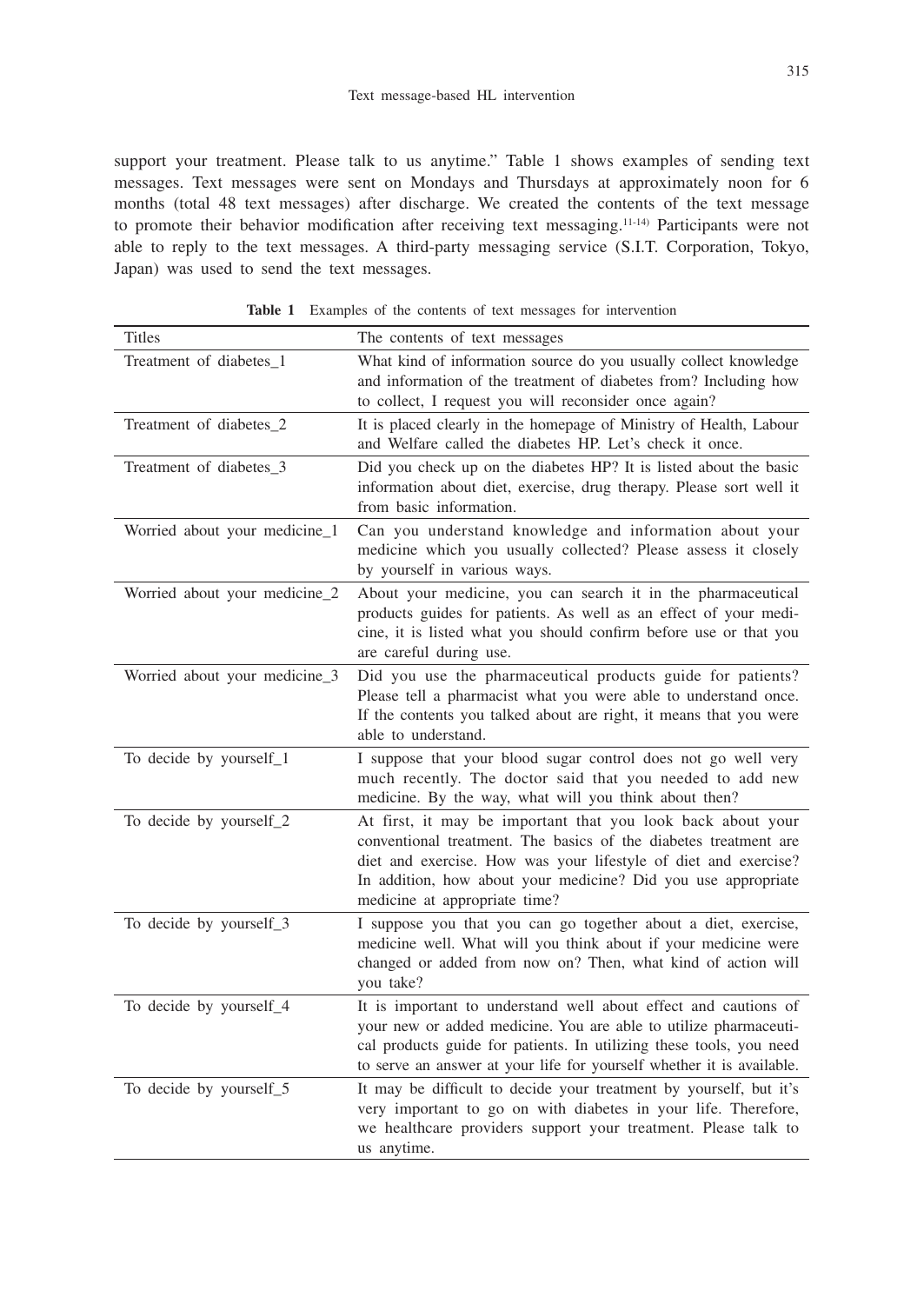support your treatment. Please talk to us anytime." Table 1 shows examples of sending text messages. Text messages were sent on Mondays and Thursdays at approximately noon for 6 months (total 48 text messages) after discharge. We created the contents of the text message to promote their behavior modification after receiving text messaging.[11-14] Participants were not able to reply to the text messages. A third-party messaging service (S.I.T. Corporation, Tokyo, Japan) was used to send the text messages.

**Table 1** Examples of the contents of text messages for intervention

| Titles | The contents of text messages |
|---|---|
| Treatment of diabetes_1 | What kind of information source do you usually collect knowledge and information of the treatment of diabetes from? Including how to collect, I request you will reconsider once again? |
| Treatment of diabetes_2 | It is placed clearly in the homepage of Ministry of Health, Labour and Welfare called the diabetes HP. Let's check it once. |
| Treatment of diabetes_3 | Did you check up on the diabetes HP? It is listed about the basic information about diet, exercise, drug therapy. Please sort well it from basic information. |
| Worried about your medicine_1 | Can you understand knowledge and information about your medicine which you usually collected? Please assess it closely by yourself in various ways. |
| Worried about your medicine_2 | About your medicine, you can search it in the pharmaceutical products guides for patients. As well as an effect of your medicine, it is listed what you should confirm before use or that you are careful during use. |
| Worried about your medicine_3 | Did you use the pharmaceutical products guide for patients? Please tell a pharmacist what you were able to understand once. If the contents you talked about are right, it means that you were able to understand. |
| To decide by yourself_1 | I suppose that your blood sugar control does not go well very much recently. The doctor said that you needed to add new medicine. By the way, what will you think about then? |
| To decide by yourself_2 | At first, it may be important that you look back about your conventional treatment. The basics of the diabetes treatment are diet and exercise. How was your lifestyle of diet and exercise? In addition, how about your medicine? Did you use appropriate medicine at appropriate time? |
| To decide by yourself_3 | I suppose you that you can go together about a diet, exercise, medicine well. What will you think about if your medicine were changed or added from now on? Then, what kind of action will you take? |
| To decide by yourself_4 | It is important to understand well about effect and cautions of your new or added medicine. You are able to utilize pharmaceutical products guide for patients. In utilizing these tools, you need to serve an answer at your life for yourself whether it is available. |
| To decide by yourself_5 | It may be difficult to decide your treatment by yourself, but it's very important to go on with diabetes in your life. Therefore, we healthcare providers support your treatment. Please talk to us anytime. |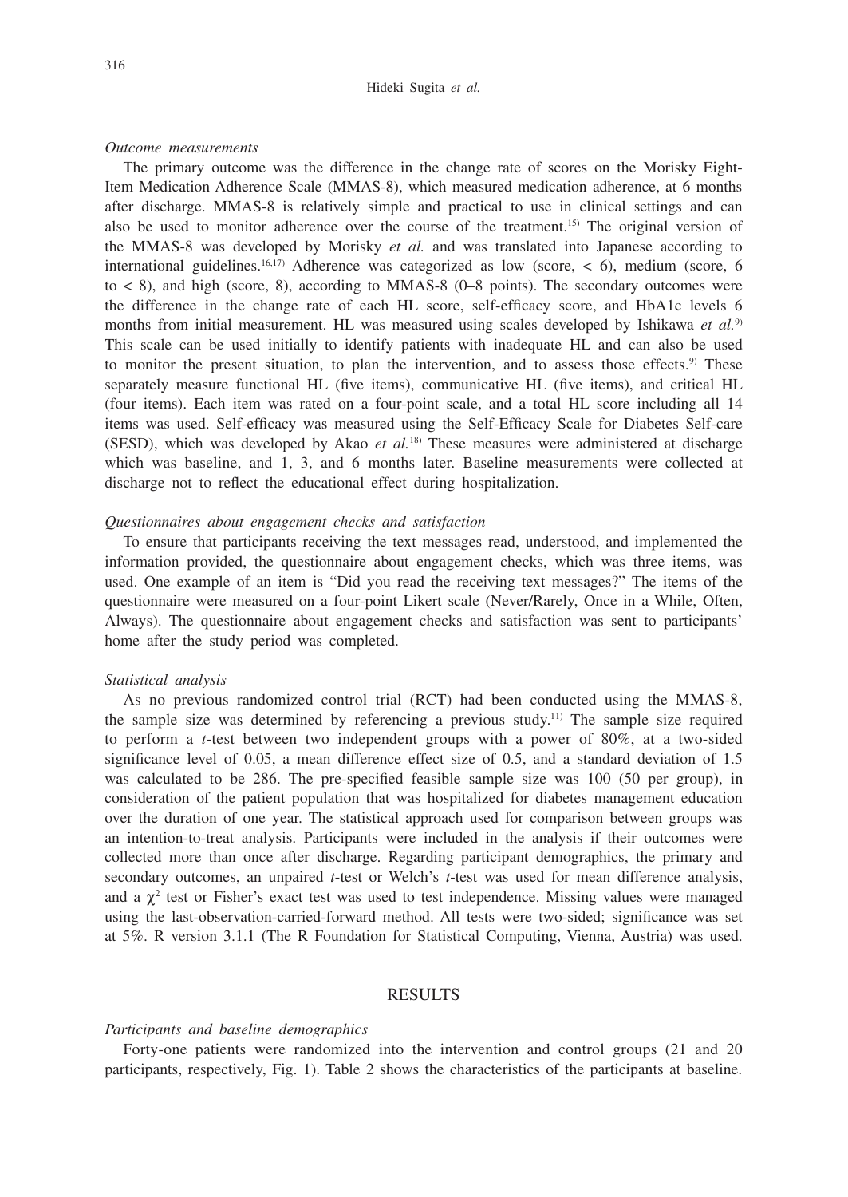*Outcome measurements*

The primary outcome was the difference in the change rate of scores on the Morisky Eight-Item Medication Adherence Scale (MMAS-8), which measured medication adherence, at 6 months after discharge. MMAS-8 is relatively simple and practical to use in clinical settings and can also be used to monitor adherence over the course of the treatment.[15] The original version of the MMAS-8 was developed by Morisky *et al.* and was translated into Japanese according to international guidelines.[16,17] Adherence was categorized as low (score, < 6), medium (score, 6 to < 8), and high (score, 8), according to MMAS-8 (0–8 points). The secondary outcomes were the difference in the change rate of each HL score, self-efficacy score, and HbA1c levels 6 months from initial measurement. HL was measured using scales developed by Ishikawa *et al.*[9] This scale can be used initially to identify patients with inadequate HL and can also be used to monitor the present situation, to plan the intervention, and to assess those effects.[9] These separately measure functional HL (five items), communicative HL (five items), and critical HL (four items). Each item was rated on a four-point scale, and a total HL score including all 14 items was used. Self-efficacy was measured using the Self-Efficacy Scale for Diabetes Self-care (SESD), which was developed by Akao *et al.*[18] These measures were administered at discharge which was baseline, and 1, 3, and 6 months later. Baseline measurements were collected at discharge not to reflect the educational effect during hospitalization.

*Questionnaires about engagement checks and satisfaction*

To ensure that participants receiving the text messages read, understood, and implemented the information provided, the questionnaire about engagement checks, which was three items, was used. One example of an item is "Did you read the receiving text messages?" The items of the questionnaire were measured on a four-point Likert scale (Never/Rarely, Once in a While, Often, Always). The questionnaire about engagement checks and satisfaction was sent to participants' home after the study period was completed.

*Statistical analysis*

As no previous randomized control trial (RCT) had been conducted using the MMAS-8, the sample size was determined by referencing a previous study.[11] The sample size required to perform a *t*-test between two independent groups with a power of 80%, at a two-sided significance level of 0.05, a mean difference effect size of 0.5, and a standard deviation of 1.5 was calculated to be 286. The pre-specified feasible sample size was 100 (50 per group), in consideration of the patient population that was hospitalized for diabetes management education over the duration of one year. The statistical approach used for comparison between groups was an intention-to-treat analysis. Participants were included in the analysis if their outcomes were collected more than once after discharge. Regarding participant demographics, the primary and secondary outcomes, an unpaired *t*-test or Welch's *t*-test was used for mean difference analysis, and a $\chi^2$ test or Fisher's exact test was used to test independence. Missing values were managed using the last-observation-carried-forward method. All tests were two-sided; significance was set at 5%. R version 3.1.1 (The R Foundation for Statistical Computing, Vienna, Austria) was used.

## RESULTS

*Participants and baseline demographics*

Forty-one patients were randomized into the intervention and control groups (21 and 20 participants, respectively, Fig. 1). Table 2 shows the characteristics of the participants at baseline.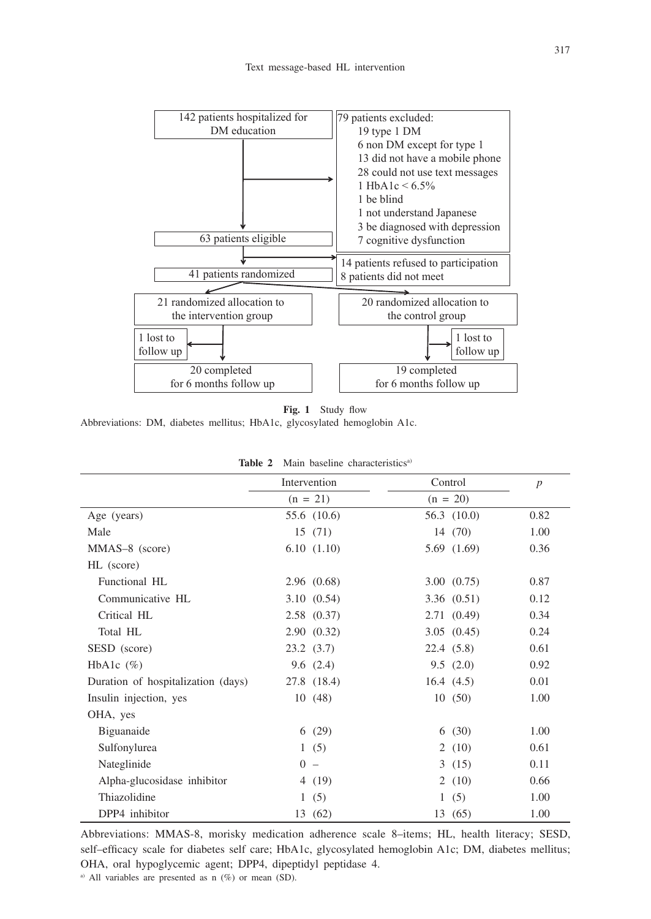142 patients hospitalized for DM education

79 patients excluded:
- 19 type 1 DM
- 6 non DM except for type 1
- 13 did not have a mobile phone
- 28 could not use text messages
- 1 HbA1c < 6.5%
- 1 be blind
- 1 not understand Japanese
- 3 be diagnosed with depression
- 7 cognitive dysfunction

63 patients eligible

14 patients refused to participation
8 patients did not meet

41 patients randomized

21 randomized allocation to the intervention group — 1 lost to follow up — 20 completed for 6 months follow up

20 randomized allocation to the control group — 1 lost to follow up — 19 completed for 6 months follow up

**Fig. 1** Study flow

Abbreviations: DM, diabetes mellitus; HbA1c, glycosylated hemoglobin A1c.

**Table 2** Main baseline characteristics[a]

| | Intervention | Control | *p* |
|---|---|---|---|
| | (n = 21) | (n = 20) | |
| Age (years) | 55.6 (10.6) | 56.3 (10.0) | 0.82 |
| Male | 15 (71) | 14 (70) | 1.00 |
| MMAS–8 (score) | 6.10 (1.10) | 5.69 (1.69) | 0.36 |
| HL (score) | | | |
| Functional HL | 2.96 (0.68) | 3.00 (0.75) | 0.87 |
| Communicative HL | 3.10 (0.54) | 3.36 (0.51) | 0.12 |
| Critical HL | 2.58 (0.37) | 2.71 (0.49) | 0.34 |
| Total HL | 2.90 (0.32) | 3.05 (0.45) | 0.24 |
| SESD (score) | 23.2 (3.7) | 22.4 (5.8) | 0.61 |
| HbA1c (%) | 9.6 (2.4) | 9.5 (2.0) | 0.92 |
| Duration of hospitalization (days) | 27.8 (18.4) | 16.4 (4.5) | 0.01 |
| Insulin injection, yes | 10 (48) | 10 (50) | 1.00 |
| OHA, yes | | | |
| Biguanaide | 6 (29) | 6 (30) | 1.00 |
| Sulfonylurea | 1 (5) | 2 (10) | 0.61 |
| Nateglinide | 0 – | 3 (15) | 0.11 |
| Alpha-glucosidase inhibitor | 4 (19) | 2 (10) | 0.66 |
| Thiazolidine | 1 (5) | 1 (5) | 1.00 |
| DPP4 inhibitor | 13 (62) | 13 (65) | 1.00 |

Abbreviations: MMAS-8, morisky medication adherence scale 8–items; HL, health literacy; SESD, self–efficacy scale for diabetes self care; HbA1c, glycosylated hemoglobin A1c; DM, diabetes mellitus; OHA, oral hypoglycemic agent; DPP4, dipeptidyl peptidase 4.

[a] All variables are presented as n (%) or mean (SD).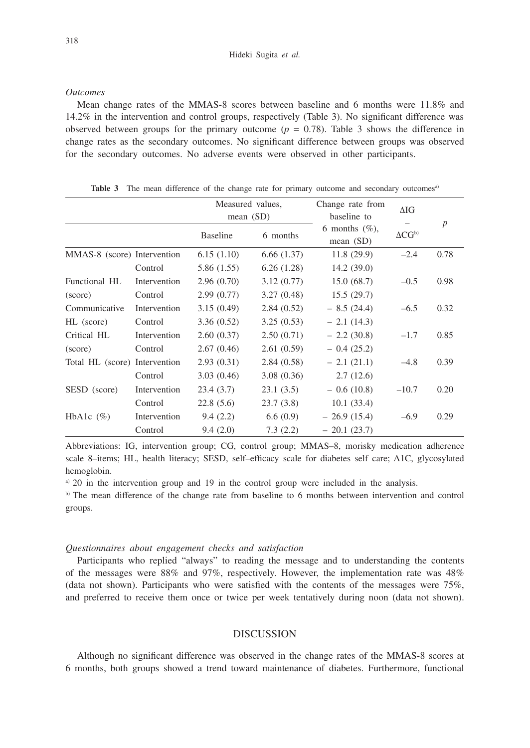*Outcomes*

Mean change rates of the MMAS-8 scores between baseline and 6 months were 11.8% and 14.2% in the intervention and control groups, respectively (Table 3). No significant difference was observed between groups for the primary outcome ($p$ = 0.78). Table 3 shows the difference in change rates as the secondary outcomes. No significant difference between groups was observed for the secondary outcomes. No adverse events were observed in other participants.

**Table 3** The mean difference of the change rate for primary outcome and secondary outcomes[a]

| | | Measured values, mean (SD) | | Change rate from baseline to 6 months (%), mean (SD) | ΔIG – ΔCG[b] | $p$ |
|---|---|---|---|---|---|---|
| | | Baseline | 6 months | | | |
| MMAS-8 (score) | Intervention | 6.15 (1.10) | 6.66 (1.37) | 11.8 (29.9) | –2.4 | 0.78 |
| | Control | 5.86 (1.55) | 6.26 (1.28) | 14.2 (39.0) | | |
| Functional HL (score) | Intervention | 2.96 (0.70) | 3.12 (0.77) | 15.0 (68.7) | –0.5 | 0.98 |
| | Control | 2.99 (0.77) | 3.27 (0.48) | 15.5 (29.7) | | |
| Communicative HL (score) | Intervention | 3.15 (0.49) | 2.84 (0.52) | – 8.5 (24.4) | –6.5 | 0.32 |
| | Control | 3.36 (0.52) | 3.25 (0.53) | – 2.1 (14.3) | | |
| Critical HL (score) | Intervention | 2.60 (0.37) | 2.50 (0.71) | – 2.2 (30.8) | –1.7 | 0.85 |
| | Control | 2.67 (0.46) | 2.61 (0.59) | – 0.4 (25.2) | | |
| Total HL (score) | Intervention | 2.93 (0.31) | 2.84 (0.58) | – 2.1 (21.1) | –4.8 | 0.39 |
| | Control | 3.03 (0.46) | 3.08 (0.36) | 2.7 (12.6) | | |
| SESD (score) | Intervention | 23.4 (3.7) | 23.1 (3.5) | – 0.6 (10.8) | –10.7 | 0.20 |
| | Control | 22.8 (5.6) | 23.7 (3.8) | 10.1 (33.4) | | |
| HbA1c (%) | Intervention | 9.4 (2.2) | 6.6 (0.9) | – 26.9 (15.4) | –6.9 | 0.29 |
| | Control | 9.4 (2.0) | 7.3 (2.2) | – 20.1 (23.7) | | |

Abbreviations: IG, intervention group; CG, control group; MMAS–8, morisky medication adherence scale 8–items; HL, health literacy; SESD, self–efficacy scale for diabetes self care; A1C, glycosylated hemoglobin.

[a] 20 in the intervention group and 19 in the control group were included in the analysis.

[b] The mean difference of the change rate from baseline to 6 months between intervention and control groups.

*Questionnaires about engagement checks and satisfaction*

Participants who replied "always" to reading the message and to understanding the contents of the messages were 88% and 97%, respectively. However, the implementation rate was 48% (data not shown). Participants who were satisfied with the contents of the messages were 75%, and preferred to receive them once or twice per week tentatively during noon (data not shown).

## DISCUSSION

Although no significant difference was observed in the change rates of the MMAS-8 scores at 6 months, both groups showed a trend toward maintenance of diabetes. Furthermore, functional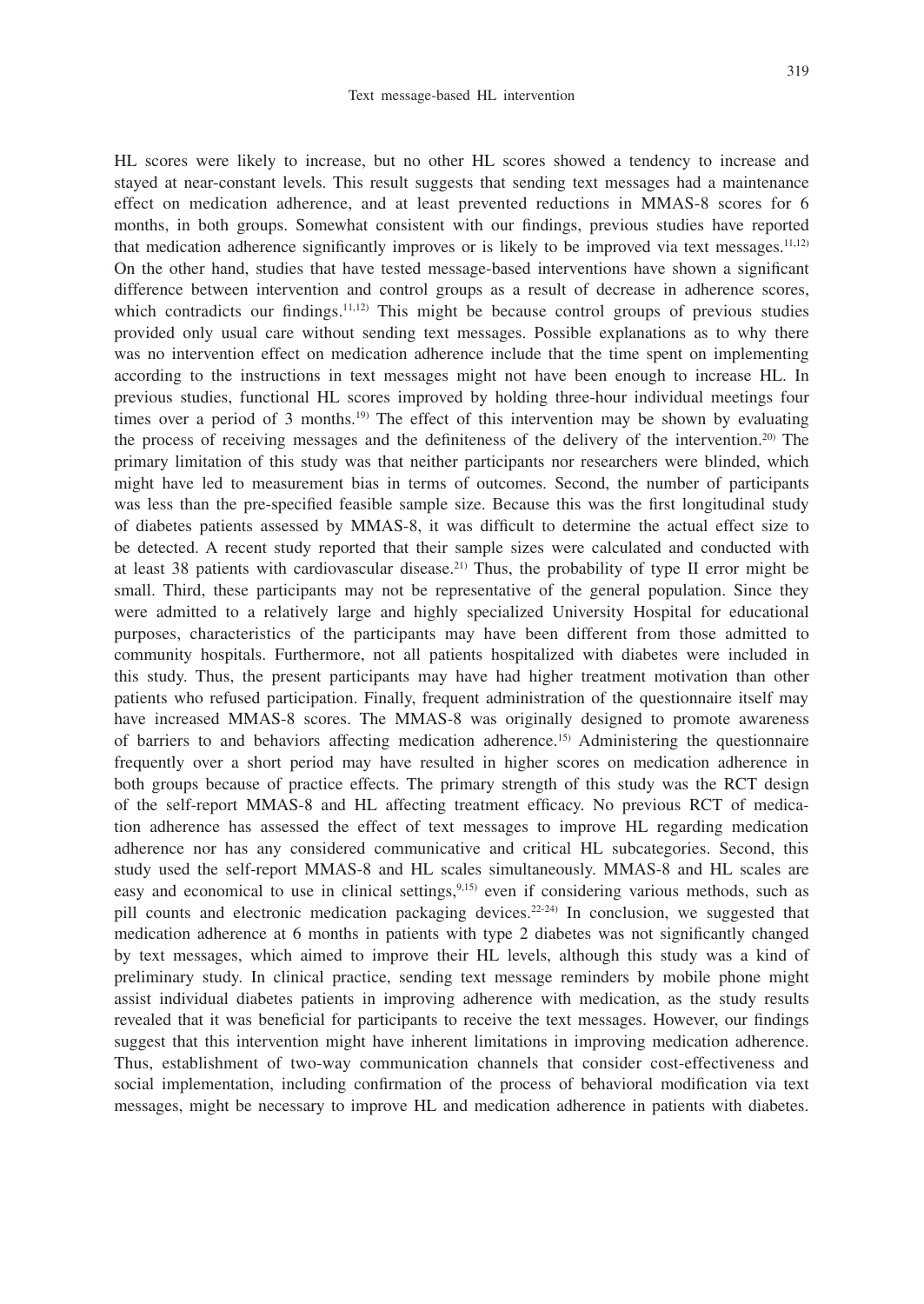HL scores were likely to increase, but no other HL scores showed a tendency to increase and stayed at near-constant levels. This result suggests that sending text messages had a maintenance effect on medication adherence, and at least prevented reductions in MMAS-8 scores for 6 months, in both groups. Somewhat consistent with our findings, previous studies have reported that medication adherence significantly improves or is likely to be improved via text messages.[11,12] On the other hand, studies that have tested message-based interventions have shown a significant difference between intervention and control groups as a result of decrease in adherence scores, which contradicts our findings.[11,12] This might be because control groups of previous studies provided only usual care without sending text messages. Possible explanations as to why there was no intervention effect on medication adherence include that the time spent on implementing according to the instructions in text messages might not have been enough to increase HL. In previous studies, functional HL scores improved by holding three-hour individual meetings four times over a period of 3 months.[19] The effect of this intervention may be shown by evaluating the process of receiving messages and the definiteness of the delivery of the intervention.[20] The primary limitation of this study was that neither participants nor researchers were blinded, which might have led to measurement bias in terms of outcomes. Second, the number of participants was less than the pre-specified feasible sample size. Because this was the first longitudinal study of diabetes patients assessed by MMAS-8, it was difficult to determine the actual effect size to be detected. A recent study reported that their sample sizes were calculated and conducted with at least 38 patients with cardiovascular disease.[21] Thus, the probability of type II error might be small. Third, these participants may not be representative of the general population. Since they were admitted to a relatively large and highly specialized University Hospital for educational purposes, characteristics of the participants may have been different from those admitted to community hospitals. Furthermore, not all patients hospitalized with diabetes were included in this study. Thus, the present participants may have had higher treatment motivation than other patients who refused participation. Finally, frequent administration of the questionnaire itself may have increased MMAS-8 scores. The MMAS-8 was originally designed to promote awareness of barriers to and behaviors affecting medication adherence.[15] Administering the questionnaire frequently over a short period may have resulted in higher scores on medication adherence in both groups because of practice effects. The primary strength of this study was the RCT design of the self-report MMAS-8 and HL affecting treatment efficacy. No previous RCT of medication adherence has assessed the effect of text messages to improve HL regarding medication adherence nor has any considered communicative and critical HL subcategories. Second, this study used the self-report MMAS-8 and HL scales simultaneously. MMAS-8 and HL scales are easy and economical to use in clinical settings,[9,15] even if considering various methods, such as pill counts and electronic medication packaging devices.[22-24] In conclusion, we suggested that medication adherence at 6 months in patients with type 2 diabetes was not significantly changed by text messages, which aimed to improve their HL levels, although this study was a kind of preliminary study. In clinical practice, sending text message reminders by mobile phone might assist individual diabetes patients in improving adherence with medication, as the study results revealed that it was beneficial for participants to receive the text messages. However, our findings suggest that this intervention might have inherent limitations in improving medication adherence. Thus, establishment of two-way communication channels that consider cost-effectiveness and social implementation, including confirmation of the process of behavioral modification via text messages, might be necessary to improve HL and medication adherence in patients with diabetes.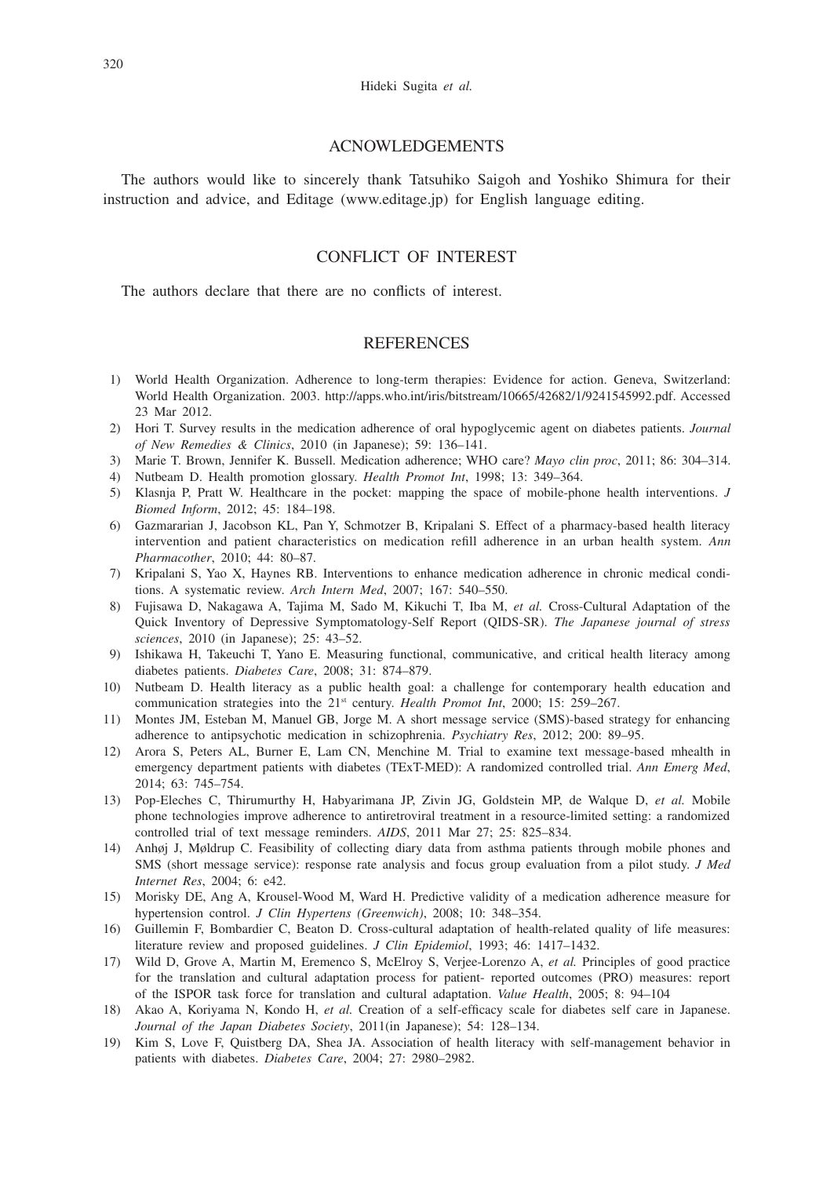## ACNOWLEDGEMENTS

The authors would like to sincerely thank Tatsuhiko Saigoh and Yoshiko Shimura for their instruction and advice, and Editage (www.editage.jp) for English language editing.

## CONFLICT OF INTEREST

The authors declare that there are no conflicts of interest.

## REFERENCES

1) World Health Organization. Adherence to long-term therapies: Evidence for action. Geneva, Switzerland: World Health Organization. 2003. http://apps.who.int/iris/bitstream/10665/42682/1/9241545992.pdf. Accessed 23 Mar 2012.
2) Hori T. Survey results in the medication adherence of oral hypoglycemic agent on diabetes patients. *Journal of New Remedies & Clinics*, 2010 (in Japanese); 59: 136–141.
3) Marie T. Brown, Jennifer K. Bussell. Medication adherence; WHO care? *Mayo clin proc*, 2011; 86: 304–314.
4) Nutbeam D. Health promotion glossary. *Health Promot Int*, 1998; 13: 349–364.
5) Klasnja P, Pratt W. Healthcare in the pocket: mapping the space of mobile-phone health interventions. *J Biomed Inform*, 2012; 45: 184–198.
6) Gazmararian J, Jacobson KL, Pan Y, Schmotzer B, Kripalani S. Effect of a pharmacy-based health literacy intervention and patient characteristics on medication refill adherence in an urban health system. *Ann Pharmacother*, 2010; 44: 80–87.
7) Kripalani S, Yao X, Haynes RB. Interventions to enhance medication adherence in chronic medical conditions. A systematic review. *Arch Intern Med*, 2007; 167: 540–550.
8) Fujisawa D, Nakagawa A, Tajima M, Sado M, Kikuchi T, Iba M, *et al.* Cross-Cultural Adaptation of the Quick Inventory of Depressive Symptomatology-Self Report (QIDS-SR). *The Japanese journal of stress sciences*, 2010 (in Japanese); 25: 43–52.
9) Ishikawa H, Takeuchi T, Yano E. Measuring functional, communicative, and critical health literacy among diabetes patients. *Diabetes Care*, 2008; 31: 874–879.
10) Nutbeam D. Health literacy as a public health goal: a challenge for contemporary health education and communication strategies into the 21st century. *Health Promot Int*, 2000; 15: 259–267.
11) Montes JM, Esteban M, Manuel GB, Jorge M. A short message service (SMS)-based strategy for enhancing adherence to antipsychotic medication in schizophrenia. *Psychiatry Res*, 2012; 200: 89–95.
12) Arora S, Peters AL, Burner E, Lam CN, Menchine M. Trial to examine text message-based mhealth in emergency department patients with diabetes (TExT-MED): A randomized controlled trial. *Ann Emerg Med*, 2014; 63: 745–754.
13) Pop-Eleches C, Thirumurthy H, Habyarimana JP, Zivin JG, Goldstein MP, de Walque D, *et al.* Mobile phone technologies improve adherence to antiretroviral treatment in a resource-limited setting: a randomized controlled trial of text message reminders. *AIDS*, 2011 Mar 27; 25: 825–834.
14) Anhøj J, Møldrup C. Feasibility of collecting diary data from asthma patients through mobile phones and SMS (short message service): response rate analysis and focus group evaluation from a pilot study. *J Med Internet Res*, 2004; 6: e42.
15) Morisky DE, Ang A, Krousel-Wood M, Ward H. Predictive validity of a medication adherence measure for hypertension control. *J Clin Hypertens (Greenwich)*, 2008; 10: 348–354.
16) Guillemin F, Bombardier C, Beaton D. Cross-cultural adaptation of health-related quality of life measures: literature review and proposed guidelines. *J Clin Epidemiol*, 1993; 46: 1417–1432.
17) Wild D, Grove A, Martin M, Eremenco S, McElroy S, Verjee-Lorenzo A, *et al.* Principles of good practice for the translation and cultural adaptation process for patient- reported outcomes (PRO) measures: report of the ISPOR task force for translation and cultural adaptation. *Value Health*, 2005; 8: 94–104
18) Akao A, Koriyama N, Kondo H, *et al.* Creation of a self-efficacy scale for diabetes self care in Japanese. *Journal of the Japan Diabetes Society*, 2011(in Japanese); 54: 128–134.
19) Kim S, Love F, Quistberg DA, Shea JA. Association of health literacy with self-management behavior in patients with diabetes. *Diabetes Care*, 2004; 27: 2980–2982.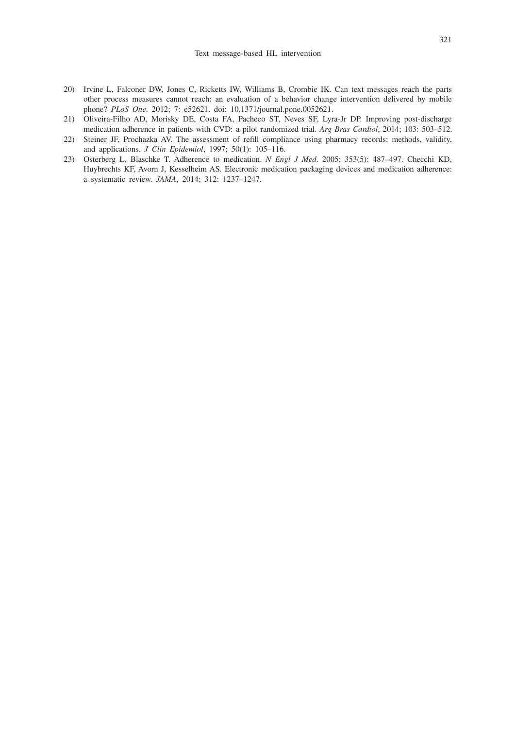20) Irvine L, Falconer DW, Jones C, Ricketts IW, Williams B, Crombie IK. Can text messages reach the parts other process measures cannot reach: an evaluation of a behavior change intervention delivered by mobile phone? *PLoS One*. 2012; 7: e52621. doi: 10.1371/journal.pone.0052621.
21) Oliveira-Filho AD, Morisky DE, Costa FA, Pacheco ST, Neves SF, Lyra-Jr DP. Improving post-discharge medication adherence in patients with CVD: a pilot randomized trial. *Arg Bras Cardiol*, 2014; 103: 503–512.
22) Steiner JF, Prochazka AV. The assessment of refill compliance using pharmacy records: methods, validity, and applications. *J Clin Epidemiol*, 1997; 50(1): 105–116.
23) Osterberg L, Blaschke T. Adherence to medication. *N Engl J Med*. 2005; 353(5): 487–497. Checchi KD, Huybrechts KF, Avorn J, Kesselheim AS. Electronic medication packaging devices and medication adherence: a systematic review. *JAMA*, 2014; 312: 1237–1247.